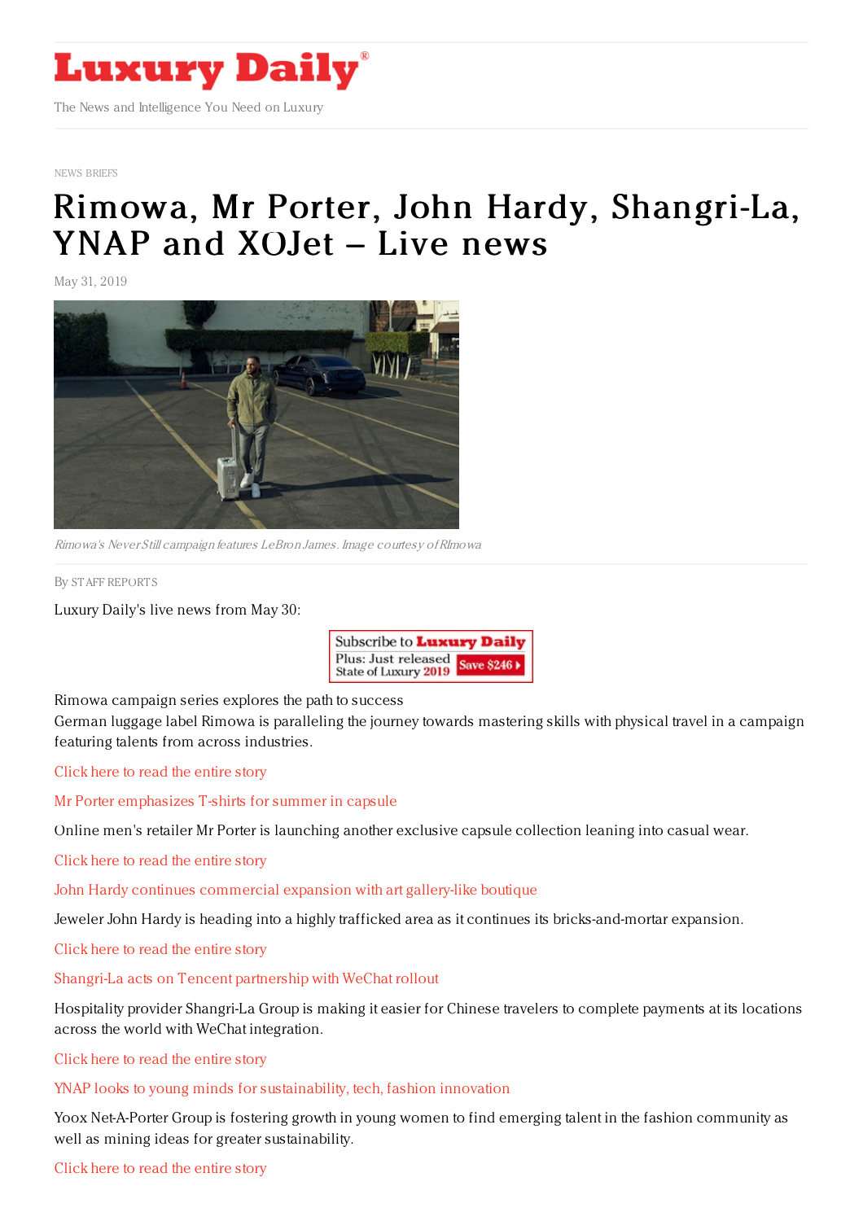# Luxury Daily

The News and Intelligence You Need on Luxury

NEWS BRIEFS

# Rimowa, Mr Porter, John Hardy, Shangri-La, YNAP and XOJet – Live news

May 31, 2019

*Rimowa's Never Still campaign features LeBron James. Image courtesy of Rimowa*

By STAFF REPORTS

Luxury Daily's live news from May 30:

Subscribe to Luxury Daily
Plus: Just released State of Luxury 2019 Save $246

Rimowa campaign series explores the path to success

German luggage label Rimowa is paralleling the journey towards mastering skills with physical travel in a campaign featuring talents from across industries.

Click here to read the entire story

Mr Porter emphasizes T-shirts for summer in capsule

Online men's retailer Mr Porter is launching another exclusive capsule collection leaning into casual wear.

Click here to read the entire story

John Hardy continues commercial expansion with art gallery-like boutique

Jeweler John Hardy is heading into a highly trafficked area as it continues its bricks-and-mortar expansion.

Click here to read the entire story

Shangri-La acts on Tencent partnership with WeChat rollout

Hospitality provider Shangri-La Group is making it easier for Chinese travelers to complete payments at its locations across the world with WeChat integration.

Click here to read the entire story

YNAP looks to young minds for sustainability, tech, fashion innovation

Yoox Net-A-Porter Group is fostering growth in young women to find emerging talent in the fashion community as well as mining ideas for greater sustainability.

Click here to read the entire story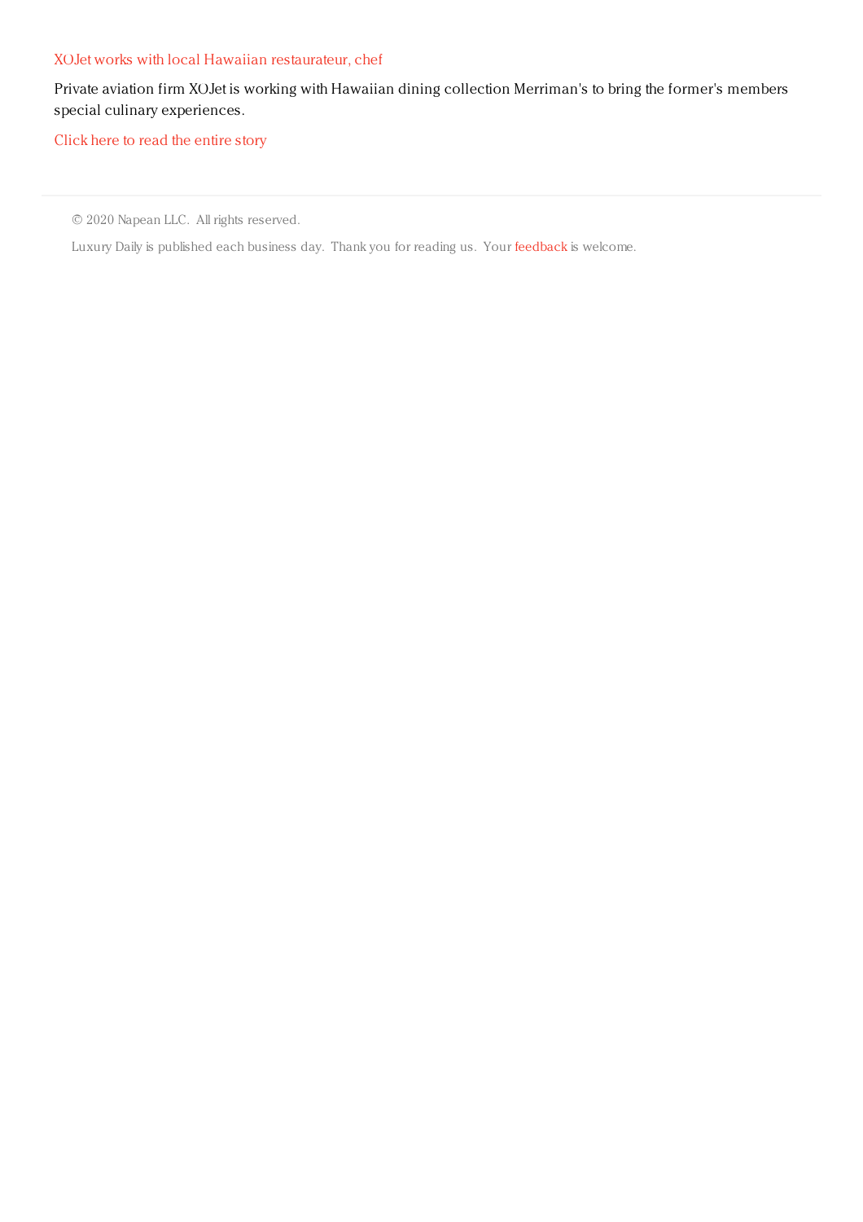XOJet works with local Hawaiian restaurateur, chef

Private aviation firm XOJet is working with Hawaiian dining collection Merriman's to bring the former's members special culinary experiences.

Click here to read the entire story

© 2020 Napean LLC. All rights reserved.

Luxury Daily is published each business day. Thank you for reading us. Your feedback is welcome.